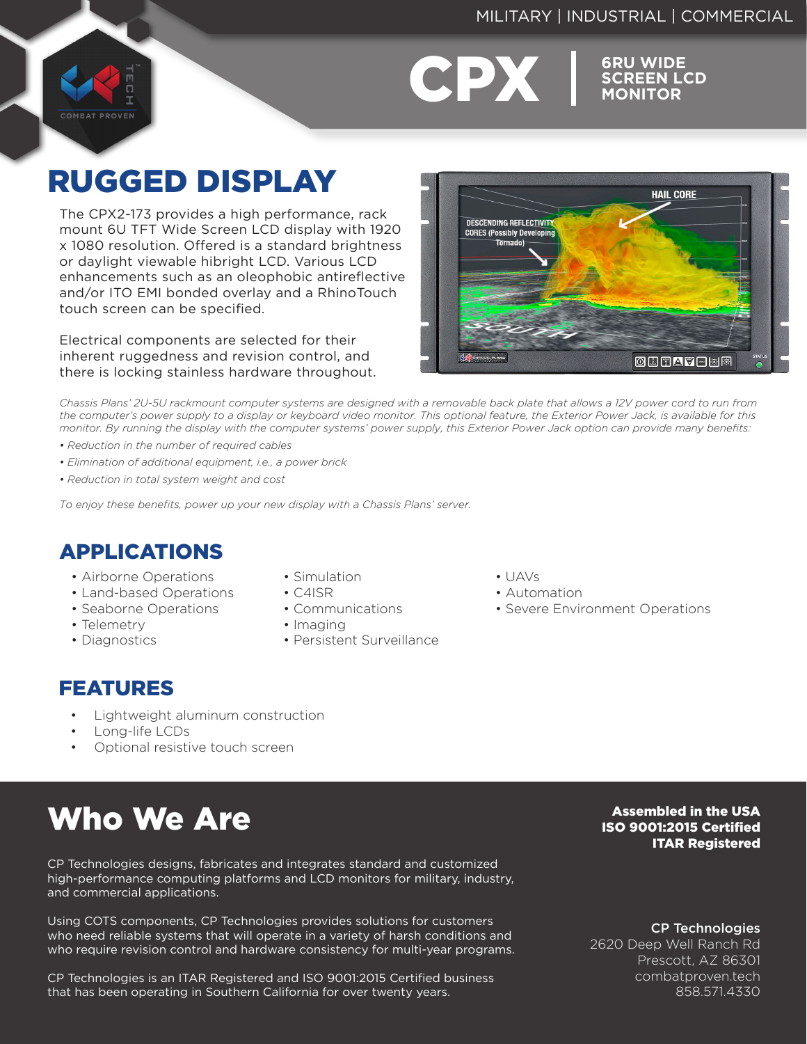MILITARY | INDUSTRIAL | COMMERCIAL

# CPX | 6RU WIDE SCREEN LCD MONITOR

## RUGGED DISPLAY

The CPX2-173 provides a high performance, rack mount 6U TFT Wide Screen LCD display with 1920 x 1080 resolution. Offered is a standard brightness or daylight viewable hibright LCD. Various LCD enhancements such as an oleophobic antireflective and/or ITO EMI bonded overlay and a RhinoTouch touch screen can be specified.

Electrical components are selected for their inherent ruggedness and revision control, and there is locking stainless hardware throughout.

*Chassis Plans' 2U-5U rackmount computer systems are designed with a removable back plate that allows a 12V power cord to run from the computer's power supply to a display or keyboard video monitor. This optional feature, the Exterior Power Jack, is available for this monitor. By running the display with the computer systems' power supply, this Exterior Power Jack option can provide many benefits:*

- *Reduction in the number of required cables*
- *Elimination of additional equipment, i.e., a power brick*
- *Reduction in total system weight and cost*

*To enjoy these benefits, power up your new display with a Chassis Plans' server.*

## APPLICATIONS

- Airborne Operations
- Land-based Operations
- Seaborne Operations
- Telemetry
- Diagnostics
- Simulation
- C4ISR
- Communications
- Imaging
- Persistent Surveillance
- UAVs
- Automation
- Severe Environment Operations

## FEATURES

- Lightweight aluminum construction
- Long-life LCDs
- Optional resistive touch screen

## Who We Are

**Assembled in the USA**
**ISO 9001:2015 Certified**
**ITAR Registered**

CP Technologies designs, fabricates and integrates standard and customized high-performance computing platforms and LCD monitors for military, industry, and commercial applications.

Using COTS components, CP Technologies provides solutions for customers who need reliable systems that will operate in a variety of harsh conditions and who require revision control and hardware consistency for multi-year programs.

CP Technologies is an ITAR Registered and ISO 9001:2015 Certified business that has been operating in Southern California for over twenty years.

**CP Technologies**
2620 Deep Well Ranch Rd
Prescott, AZ 86301
combatproven.tech
858.571.4330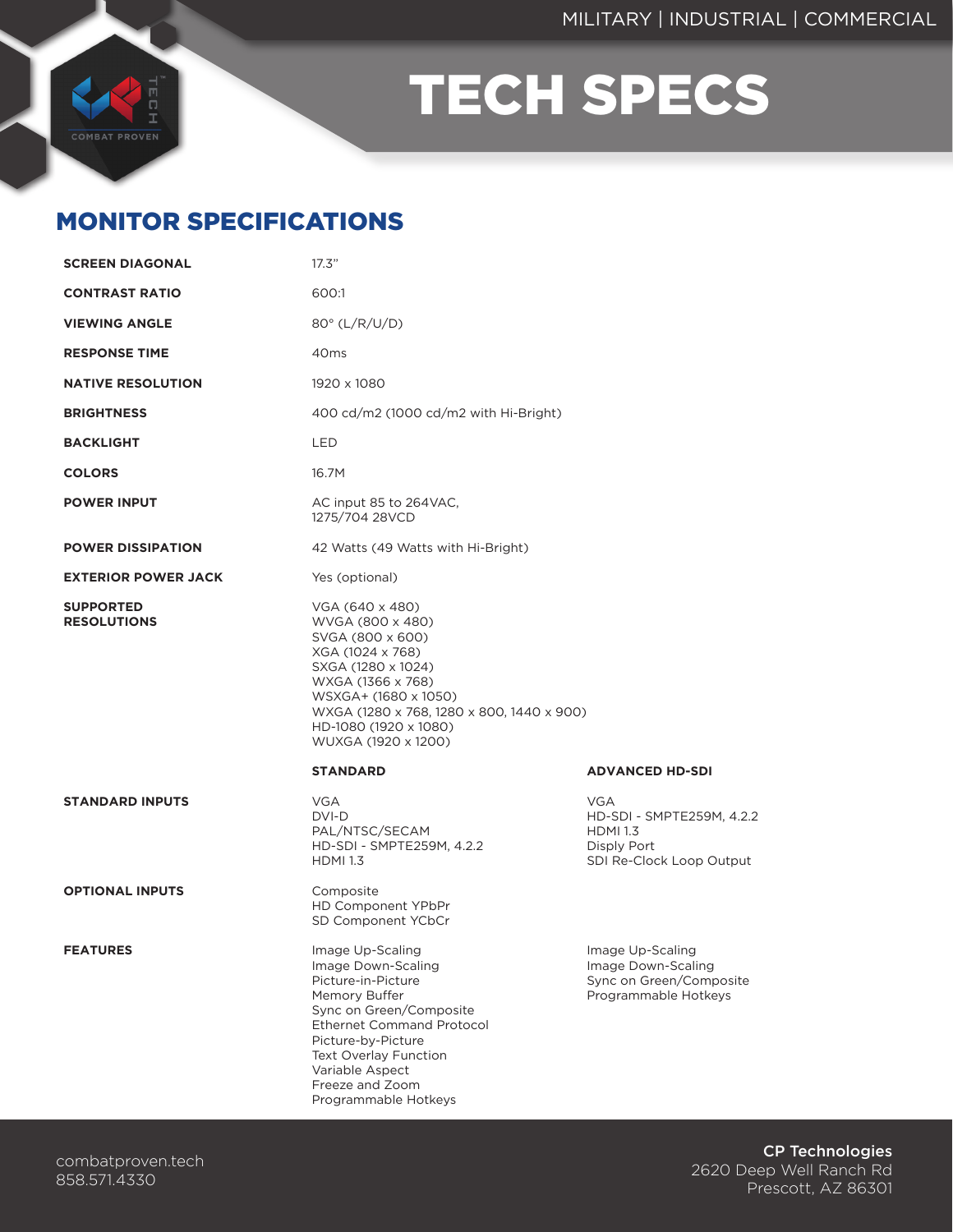MILITARY | INDUSTRIAL | COMMERCIAL

# TECH SPECS

## MONITOR SPECIFICATIONS

| | | |
|---|---|---|
| **SCREEN DIAGONAL** | 17.3" | |
| **CONTRAST RATIO** | 600:1 | |
| **VIEWING ANGLE** | 80° (L/R/U/D) | |
| **RESPONSE TIME** | 40ms | |
| **NATIVE RESOLUTION** | 1920 x 1080 | |
| **BRIGHTNESS** | 400 cd/m2 (1000 cd/m2 with Hi-Bright) | |
| **BACKLIGHT** | LED | |
| **COLORS** | 16.7M | |
| **POWER INPUT** | AC input 85 to 264VAC, 1275/704 28VCD | |
| **POWER DISSIPATION** | 42 Watts (49 Watts with Hi-Bright) | |
| **EXTERIOR POWER JACK** | Yes (optional) | |
| **SUPPORTED RESOLUTIONS** | VGA (640 x 480)<br>WVGA (800 x 480)<br>SVGA (800 x 600)<br>XGA (1024 x 768)<br>SXGA (1280 x 1024)<br>WXGA (1366 x 768)<br>WSXGA+ (1680 x 1050)<br>WXGA (1280 x 768, 1280 x 800, 1440 x 900)<br>HD-1080 (1920 x 1080)<br>WUXGA (1920 x 1200) | |
| | **STANDARD** | **ADVANCED HD-SDI** |
| **STANDARD INPUTS** | VGA<br>DVI-D<br>PAL/NTSC/SECAM<br>HD-SDI - SMPTE259M, 4.2.2<br>HDMI 1.3 | VGA<br>HD-SDI - SMPTE259M, 4.2.2<br>HDMI 1.3<br>Disply Port<br>SDI Re-Clock Loop Output |
| **OPTIONAL INPUTS** | Composite<br>HD Component YPbPr<br>SD Component YCbCr | |
| **FEATURES** | Image Up-Scaling<br>Image Down-Scaling<br>Picture-in-Picture<br>Memory Buffer<br>Sync on Green/Composite<br>Ethernet Command Protocol<br>Picture-by-Picture<br>Text Overlay Function<br>Variable Aspect<br>Freeze and Zoom<br>Programmable Hotkeys | Image Up-Scaling<br>Image Down-Scaling<br>Sync on Green/Composite<br>Programmable Hotkeys |

combatproven.tech
858.571.4330

**CP Technologies**
2620 Deep Well Ranch Rd
Prescott, AZ 86301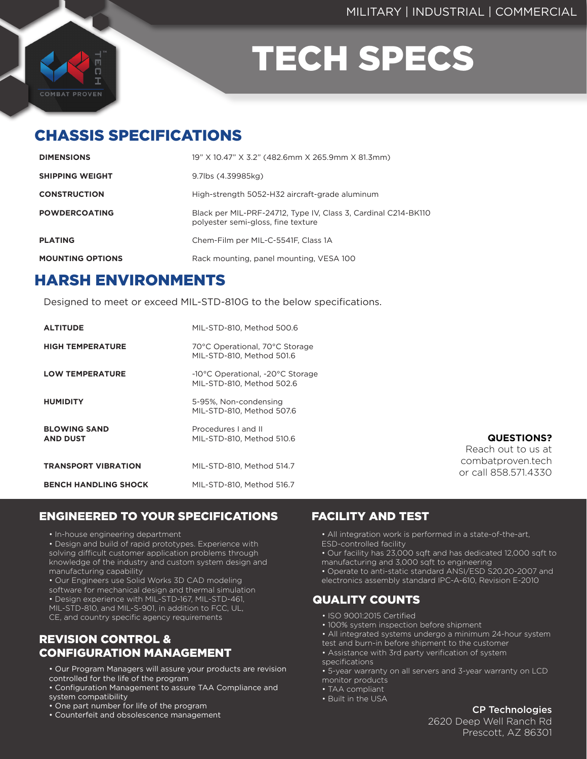MILITARY | INDUSTRIAL | COMMERCIAL

# TECH SPECS

## CHASSIS SPECIFICATIONS

| | |
|---|---|
| **DIMENSIONS** | 19" X 10.47" X 3.2" (482.6mm X 265.9mm X 81.3mm) |
| **SHIPPING WEIGHT** | 9.7lbs (4.39985kg) |
| **CONSTRUCTION** | High-strength 5052-H32 aircraft-grade aluminum |
| **POWDERCOATING** | Black per MIL-PRF-24712, Type IV, Class 3, Cardinal C214-BK110 polyester semi-gloss, fine texture |
| **PLATING** | Chem-Film per MIL-C-5541F, Class 1A |
| **MOUNTING OPTIONS** | Rack mounting, panel mounting, VESA 100 |

## HARSH ENVIRONMENTS

Designed to meet or exceed MIL-STD-810G to the below specifications.

| | |
|---|---|
| **ALTITUDE** | MIL-STD-810, Method 500.6 |
| **HIGH TEMPERATURE** | 70°C Operational, 70°C Storage<br>MIL-STD-810, Method 501.6 |
| **LOW TEMPERATURE** | -10°C Operational, -20°C Storage<br>MIL-STD-810, Method 502.6 |
| **HUMIDITY** | 5-95%, Non-condensing<br>MIL-STD-810, Method 507.6 |
| **BLOWING SAND AND DUST** | Procedures I and II<br>MIL-STD-810, Method 510.6 |
| **TRANSPORT VIBRATION** | MIL-STD-810, Method 514.7 |
| **BENCH HANDLING SHOCK** | MIL-STD-810, Method 516.7 |

**QUESTIONS?**
Reach out to us at combatproven.tech or call 858.571.4330

## ENGINEERED TO YOUR SPECIFICATIONS

- In-house engineering department
- Design and build of rapid prototypes. Experience with solving difficult customer application problems through knowledge of the industry and custom system design and manufacturing capability
- Our Engineers use Solid Works 3D CAD modeling software for mechanical design and thermal simulation
- Design experience with MIL-STD-167, MIL-STD-461, MIL-STD-810, and MIL-S-901, in addition to FCC, UL, CE, and country specific agency requirements

## REVISION CONTROL & CONFIGURATION MANAGEMENT

- Our Program Managers will assure your products are revision controlled for the life of the program
- Configuration Management to assure TAA Compliance and system compatibility
- One part number for life of the program
- Counterfeit and obsolescence management

## FACILITY AND TEST

- All integration work is performed in a state-of-the-art, ESD-controlled facility
- Our facility has 23,000 sqft and has dedicated 12,000 sqft to manufacturing and 3,000 sqft to engineering
- Operate to anti-static standard ANSI/ESD S20.20-2007 and electronics assembly standard IPC-A-610, Revision E-2010

## QUALITY COUNTS

- ISO 9001:2015 Certified
- 100% system inspection before shipment
- All integrated systems undergo a minimum 24-hour system test and burn-in before shipment to the customer
- Assistance with 3rd party verification of system specifications
- 5-year warranty on all servers and 3-year warranty on LCD monitor products
- TAA compliant
- Built in the USA

**CP Technologies**
2620 Deep Well Ranch Rd
Prescott, AZ 86301